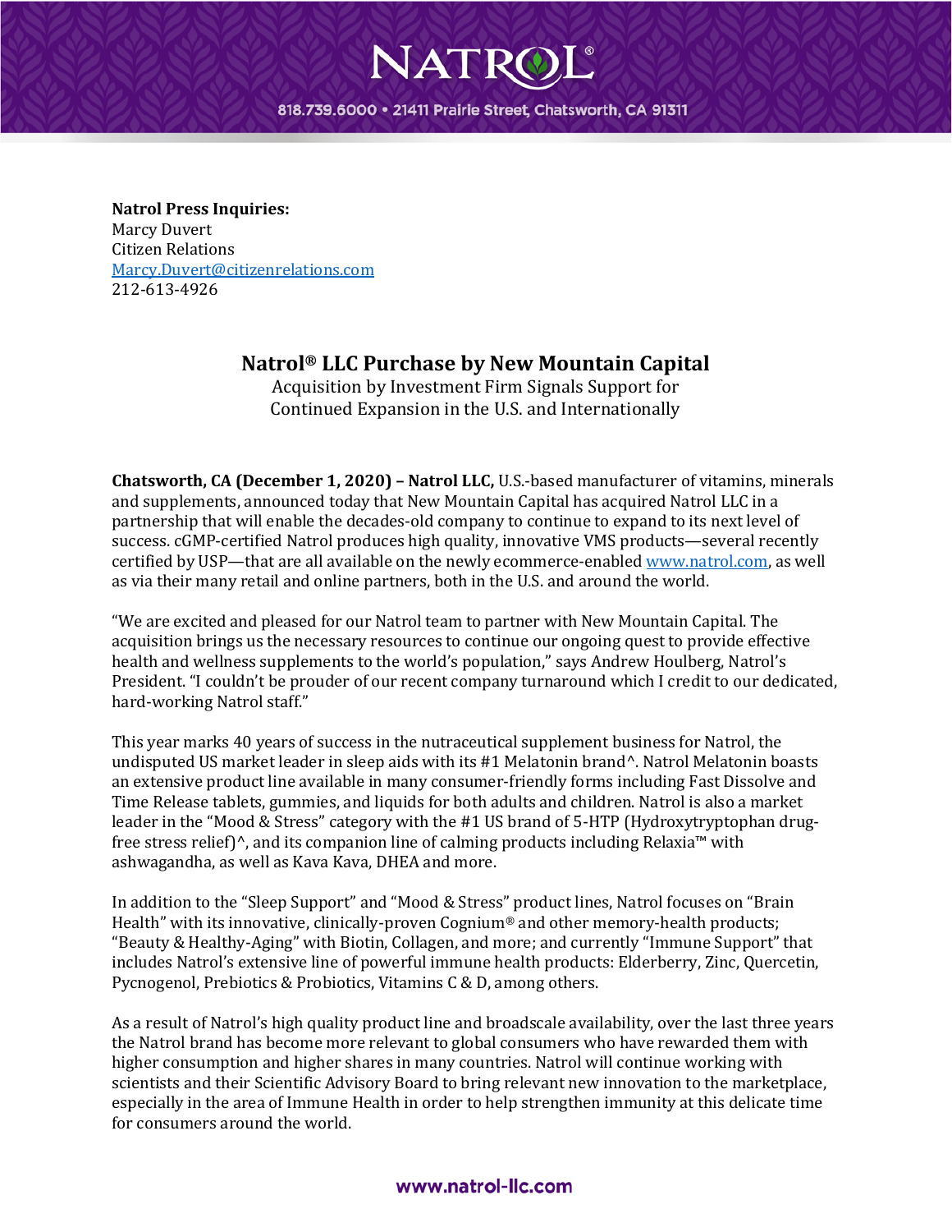NATROL®

818.739.6000 • 21411 Prairie Street, Chatsworth, CA 91311

**Natrol Press Inquiries:**
Marcy Duvert
Citizen Relations
Marcy.Duvert@citizenrelations.com
212-613-4926

# Natrol® LLC Purchase by New Mountain Capital

Acquisition by Investment Firm Signals Support for Continued Expansion in the U.S. and Internationally

**Chatsworth, CA (December 1, 2020) – Natrol LLC,** U.S.-based manufacturer of vitamins, minerals and supplements, announced today that New Mountain Capital has acquired Natrol LLC in a partnership that will enable the decades-old company to continue to expand to its next level of success. cGMP-certified Natrol produces high quality, innovative VMS products—several recently certified by USP—that are all available on the newly ecommerce-enabled www.natrol.com, as well as via their many retail and online partners, both in the U.S. and around the world.

"We are excited and pleased for our Natrol team to partner with New Mountain Capital. The acquisition brings us the necessary resources to continue our ongoing quest to provide effective health and wellness supplements to the world's population," says Andrew Houlberg, Natrol's President. "I couldn't be prouder of our recent company turnaround which I credit to our dedicated, hard-working Natrol staff."

This year marks 40 years of success in the nutraceutical supplement business for Natrol, the undisputed US market leader in sleep aids with its #1 Melatonin brand^. Natrol Melatonin boasts an extensive product line available in many consumer-friendly forms including Fast Dissolve and Time Release tablets, gummies, and liquids for both adults and children. Natrol is also a market leader in the "Mood & Stress" category with the #1 US brand of 5-HTP (Hydroxytryptophan drug-free stress relief)^, and its companion line of calming products including Relaxia™ with ashwagandha, as well as Kava Kava, DHEA and more.

In addition to the "Sleep Support" and "Mood & Stress" product lines, Natrol focuses on "Brain Health" with its innovative, clinically-proven Cognium® and other memory-health products; "Beauty & Healthy-Aging" with Biotin, Collagen, and more; and currently "Immune Support" that includes Natrol's extensive line of powerful immune health products: Elderberry, Zinc, Quercetin, Pycnogenol, Prebiotics & Probiotics, Vitamins C & D, among others.

As a result of Natrol's high quality product line and broadscale availability, over the last three years the Natrol brand has become more relevant to global consumers who have rewarded them with higher consumption and higher shares in many countries. Natrol will continue working with scientists and their Scientific Advisory Board to bring relevant new innovation to the marketplace, especially in the area of Immune Health in order to help strengthen immunity at this delicate time for consumers around the world.

www.natrol-llc.com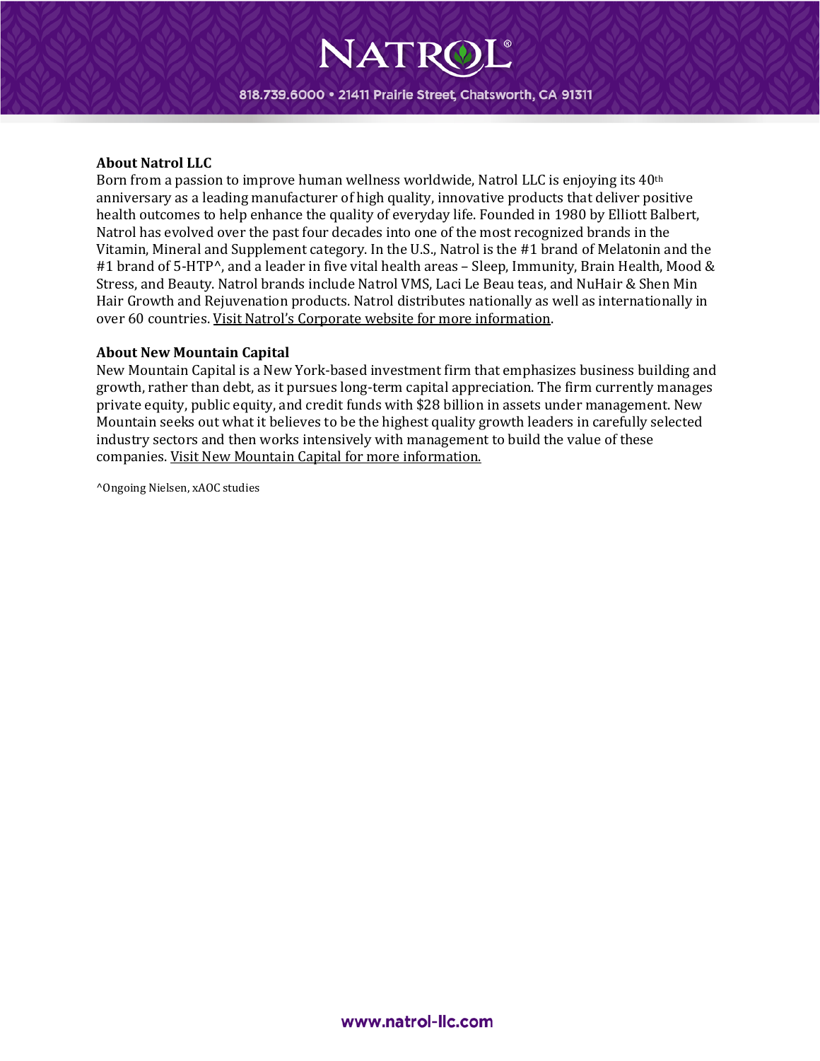### About Natrol LLC

Born from a passion to improve human wellness worldwide, Natrol LLC is enjoying its 40th anniversary as a leading manufacturer of high quality, innovative products that deliver positive health outcomes to help enhance the quality of everyday life. Founded in 1980 by Elliott Balbert, Natrol has evolved over the past four decades into one of the most recognized brands in the Vitamin, Mineral and Supplement category. In the U.S., Natrol is the #1 brand of Melatonin and the #1 brand of 5-HTP^, and a leader in five vital health areas – Sleep, Immunity, Brain Health, Mood & Stress, and Beauty. Natrol brands include Natrol VMS, Laci Le Beau teas, and NuHair & Shen Min Hair Growth and Rejuvenation products. Natrol distributes nationally as well as internationally in over 60 countries. Visit Natrol's Corporate website for more information.

### About New Mountain Capital

New Mountain Capital is a New York-based investment firm that emphasizes business building and growth, rather than debt, as it pursues long-term capital appreciation. The firm currently manages private equity, public equity, and credit funds with $28 billion in assets under management. New Mountain seeks out what it believes to be the highest quality growth leaders in carefully selected industry sectors and then works intensively with management to build the value of these companies. Visit New Mountain Capital for more information.

^Ongoing Nielsen, xAOC studies